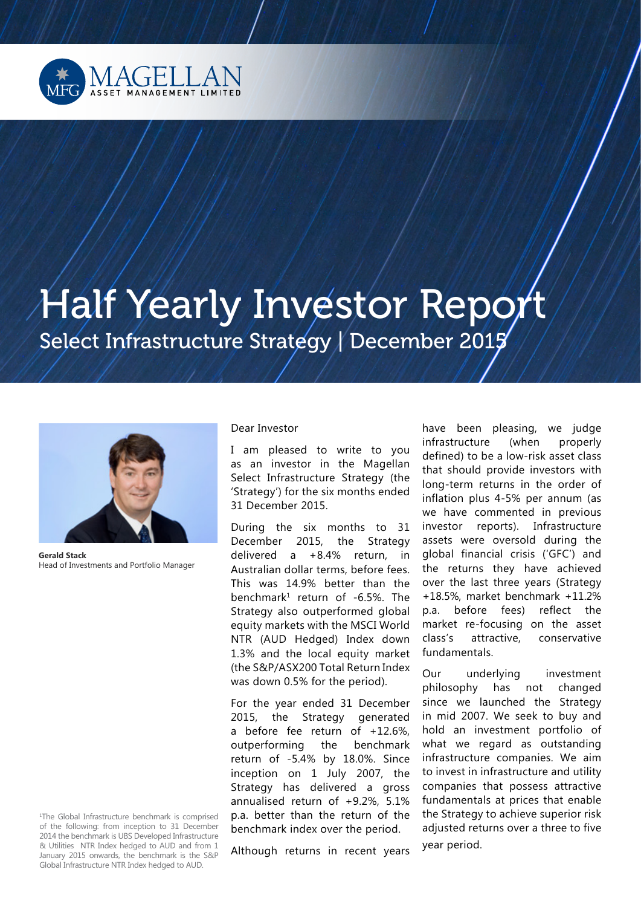MAGELLAN ASSET MANAGEMENT LIMITED

# Half Yearly Investor Report

## Select Infrastructure Strategy | December 2015

**Gerald Stack**
Head of Investments and Portfolio Manager

Dear Investor

I am pleased to write to you as an investor in the Magellan Select Infrastructure Strategy (the 'Strategy') for the six months ended 31 December 2015.

During the six months to 31 December 2015, the Strategy delivered a +8.4% return, in Australian dollar terms, before fees. This was 14.9% better than the benchmark[1] return of -6.5%. The Strategy also outperformed global equity markets with the MSCI World NTR (AUD Hedged) Index down 1.3% and the local equity market (the S&P/ASX200 Total Return Index was down 0.5% for the period).

For the year ended 31 December 2015, the Strategy generated a before fee return of +12.6%, outperforming the benchmark return of -5.4% by 18.0%. Since inception on 1 July 2007, the Strategy has delivered a gross annualised return of +9.2%, 5.1% p.a. better than the return of the benchmark index over the period.

Although returns in recent years have been pleasing, we judge infrastructure (when properly defined) to be a low-risk asset class that should provide investors with long-term returns in the order of inflation plus 4-5% per annum (as we have commented in previous investor reports). Infrastructure assets were oversold during the global financial crisis ('GFC') and the returns they have achieved over the last three years (Strategy +18.5%, market benchmark +11.2% p.a. before fees) reflect the market re-focusing on the asset class's attractive, conservative fundamentals.

Our underlying investment philosophy has not changed since we launched the Strategy in mid 2007. We seek to buy and hold an investment portfolio of what we regard as outstanding infrastructure companies. We aim to invest in infrastructure and utility companies that possess attractive fundamentals at prices that enable the Strategy to achieve superior risk adjusted returns over a three to five year period.

[1]The Global Infrastructure benchmark is comprised of the following: from inception to 31 December 2014 the benchmark is UBS Developed Infrastructure & Utilities NTR Index hedged to AUD and from 1 January 2015 onwards, the benchmark is the S&P Global Infrastructure NTR Index hedged to AUD.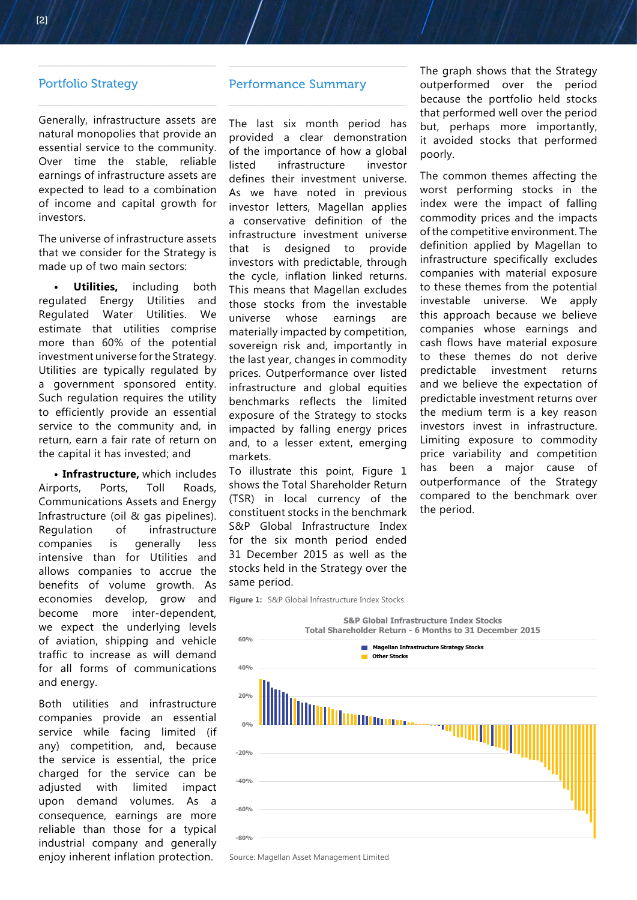## Portfolio Strategy

Generally, infrastructure assets are natural monopolies that provide an essential service to the community. Over time the stable, reliable earnings of infrastructure assets are expected to lead to a combination of income and capital growth for investors.

The universe of infrastructure assets that we consider for the Strategy is made up of two main sectors:

- **Utilities,** including both regulated Energy Utilities and Regulated Water Utilities. We estimate that utilities comprise more than 60% of the potential investment universe for the Strategy. Utilities are typically regulated by a government sponsored entity. Such regulation requires the utility to efficiently provide an essential service to the community and, in return, earn a fair rate of return on the capital it has invested; and

- **Infrastructure,** which includes Airports, Ports, Toll Roads, Communications Assets and Energy Infrastructure (oil & gas pipelines). Regulation of infrastructure companies is generally less intensive than for Utilities and allows companies to accrue the benefits of volume growth. As economies develop, grow and become more inter-dependent, we expect the underlying levels of aviation, shipping and vehicle traffic to increase as will demand for all forms of communications and energy.

Both utilities and infrastructure companies provide an essential service while facing limited (if any) competition, and, because the service is essential, the price charged for the service can be adjusted with limited impact upon demand volumes. As a consequence, earnings are more reliable than those for a typical industrial company and generally enjoy inherent inflation protection.

## Performance Summary

The last six month period has provided a clear demonstration of the importance of how a global listed infrastructure investor defines their investment universe. As we have noted in previous investor letters, Magellan applies a conservative definition of the infrastructure investment universe that is designed to provide investors with predictable, through the cycle, inflation linked returns. This means that Magellan excludes those stocks from the investable universe whose earnings are materially impacted by competition, sovereign risk and, importantly in the last year, changes in commodity prices. Outperformance over listed infrastructure and global equities benchmarks reflects the limited exposure of the Strategy to stocks impacted by falling energy prices and, to a lesser extent, emerging markets.

To illustrate this point, Figure 1 shows the Total Shareholder Return (TSR) in local currency of the constituent stocks in the benchmark S&P Global Infrastructure Index for the six month period ended 31 December 2015 as well as the stocks held in the Strategy over the same period.

**Figure 1:** S&P Global Infrastructure Index Stocks.

Source: Magellan Asset Management Limited

The graph shows that the Strategy outperformed over the period because the portfolio held stocks that performed well over the period but, perhaps more importantly, it avoided stocks that performed poorly.

The common themes affecting the worst performing stocks in the index were the impact of falling commodity prices and the impacts of the competitive environment. The definition applied by Magellan to infrastructure specifically excludes companies with material exposure to these themes from the potential investable universe. We apply this approach because we believe companies whose earnings and cash flows have material exposure to these themes do not derive predictable investment returns and we believe the expectation of predictable investment returns over the medium term is a key reason investors invest in infrastructure. Limiting exposure to commodity price variability and competition has been a major cause of outperformance of the Strategy compared to the benchmark over the period.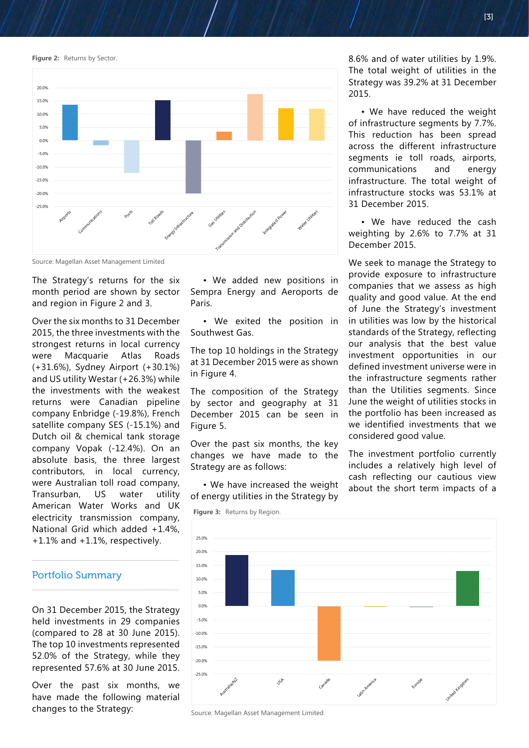**Figure 2:** Returns by Sector.

Source: Magellan Asset Management Limited

The Strategy's returns for the six month period are shown by sector and region in Figure 2 and 3.

Over the six months to 31 December 2015, the three investments with the strongest returns in local currency were Macquarie Atlas Roads (+31.6%), Sydney Airport (+30.1%) and US utility Westar (+26.3%) while the investments with the weakest returns were Canadian pipeline company Enbridge (-19.8%), French satellite company SES (-15.1%) and Dutch oil & chemical tank storage company Vopak (-12.4%). On an absolute basis, the three largest contributors, in local currency, were Australian toll road company, Transurban, US water utility American Water Works and UK electricity transmission company, National Grid which added +1.4%, +1.1% and +1.1%, respectively.

## Portfolio Summary

On 31 December 2015, the Strategy held investments in 29 companies (compared to 28 at 30 June 2015). The top 10 investments represented 52.0% of the Strategy, while they represented 57.6% at 30 June 2015.

Over the past six months, we have made the following material changes to the Strategy:

- We added new positions in Sempra Energy and Aeroports de Paris.
- We exited the position in Southwest Gas.

The top 10 holdings in the Strategy at 31 December 2015 were as shown in Figure 4.

The composition of the Strategy by sector and geography at 31 December 2015 can be seen in Figure 5.

Over the past six months, the key changes we have made to the Strategy are as follows:

- We have increased the weight of energy utilities in the Strategy by 8.6% and of water utilities by 1.9%. The total weight of utilities in the Strategy was 39.2% at 31 December 2015.
- We have reduced the weight of infrastructure segments by 7.7%. This reduction has been spread across the different infrastructure segments ie toll roads, airports, communications and energy infrastructure. The total weight of infrastructure stocks was 53.1% at 31 December 2015.
- We have reduced the cash weighting by 2.6% to 7.7% at 31 December 2015.

We seek to manage the Strategy to provide exposure to infrastructure companies that we assess as high quality and good value. At the end of June the Strategy's investment in utilities was low by the historical standards of the Strategy, reflecting our analysis that the best value investment opportunities in our defined investment universe were in the infrastructure segments rather than the Utilities segments. Since June the weight of utilities stocks in the portfolio has been increased as we identified investments that we considered good value.

The investment portfolio currently includes a relatively high level of cash reflecting our cautious view about the short term impacts of a

**Figure 3:** Returns by Region.

Source: Magellan Asset Management Limited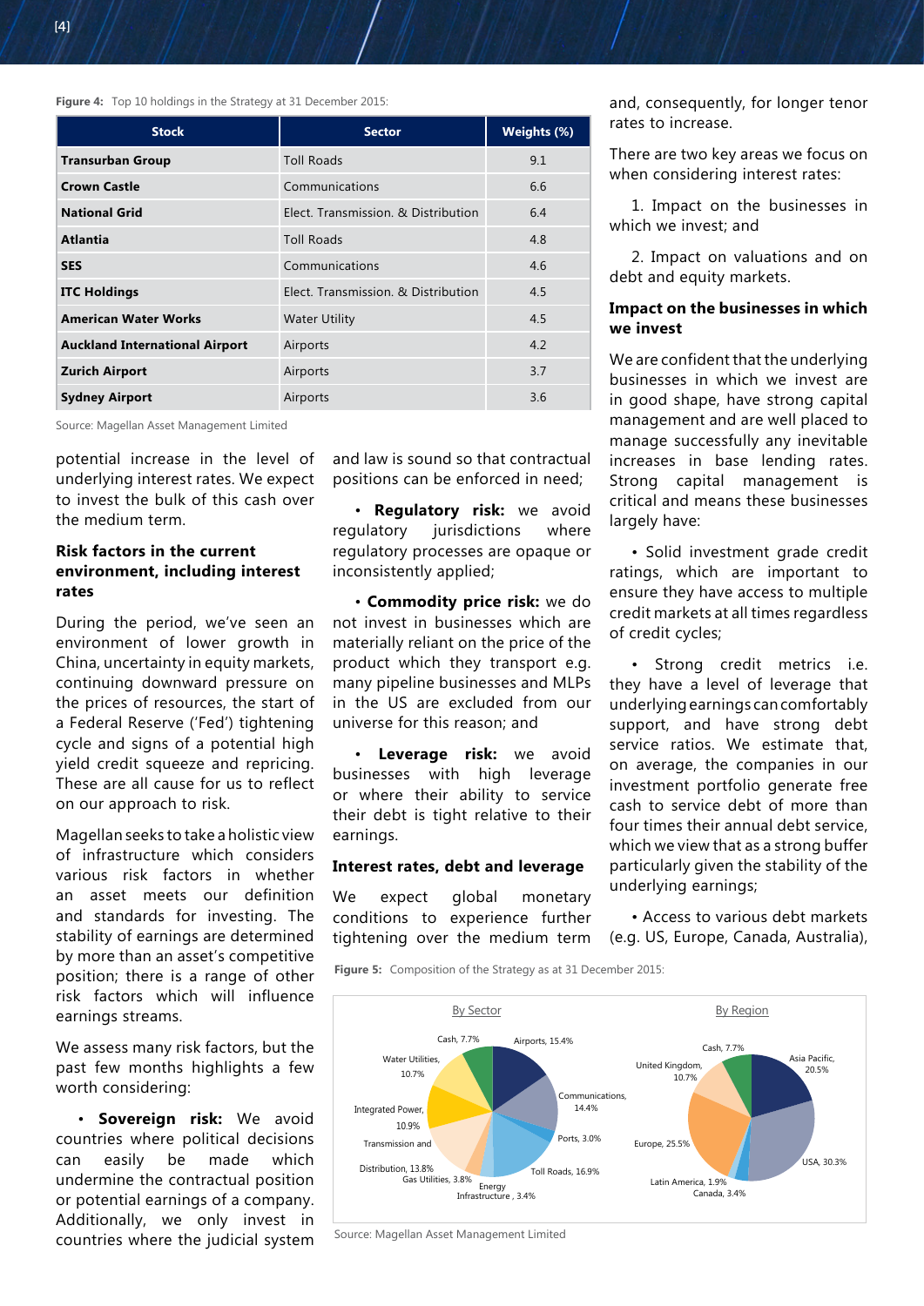**Figure 4:** Top 10 holdings in the Strategy at 31 December 2015:

| Stock | Sector | Weights (%) |
|---|---|---|
| **Transurban Group** | Toll Roads | 9.1 |
| **Crown Castle** | Communications | 6.6 |
| **National Grid** | Elect. Transmission. & Distribution | 6.4 |
| **Atlantia** | Toll Roads | 4.8 |
| **SES** | Communications | 4.6 |
| **ITC Holdings** | Elect. Transmission. & Distribution | 4.5 |
| **American Water Works** | Water Utility | 4.5 |
| **Auckland International Airport** | Airports | 4.2 |
| **Zurich Airport** | Airports | 3.7 |
| **Sydney Airport** | Airports | 3.6 |

Source: Magellan Asset Management Limited

potential increase in the level of underlying interest rates. We expect to invest the bulk of this cash over the medium term.

### Risk factors in the current environment, including interest rates

During the period, we've seen an environment of lower growth in China, uncertainty in equity markets, continuing downward pressure on the prices of resources, the start of a Federal Reserve ('Fed') tightening cycle and signs of a potential high yield credit squeeze and repricing. These are all cause for us to reflect on our approach to risk.

Magellan seeks to take a holistic view of infrastructure which considers various risk factors in whether an asset meets our definition and standards for investing. The stability of earnings are determined by more than an asset's competitive position; there is a range of other risk factors which will influence earnings streams.

We assess many risk factors, but the past few months highlights a few worth considering:

- **Sovereign risk:** We avoid countries where political decisions can easily be made which undermine the contractual position or potential earnings of a company. Additionally, we only invest in countries where the judicial system and law is sound so that contractual positions can be enforced in need;
- **Regulatory risk:** we avoid regulatory jurisdictions where regulatory processes are opaque or inconsistently applied;
- **Commodity price risk:** we do not invest in businesses which are materially reliant on the price of the product which they transport e.g. many pipeline businesses and MLPs in the US are excluded from our universe for this reason; and
- **Leverage risk:** we avoid businesses with high leverage or where their ability to service their debt is tight relative to their earnings.

### Interest rates, debt and leverage

We expect global monetary conditions to experience further tightening over the medium term and, consequently, for longer tenor rates to increase.

There are two key areas we focus on when considering interest rates:

1. Impact on the businesses in which we invest; and
2. Impact on valuations and on debt and equity markets.

### Impact on the businesses in which we invest

We are confident that the underlying businesses in which we invest are in good shape, have strong capital management and are well placed to manage successfully any inevitable increases in base lending rates. Strong capital management is critical and means these businesses largely have:

- Solid investment grade credit ratings, which are important to ensure they have access to multiple credit markets at all times regardless of credit cycles;
- Strong credit metrics i.e. they have a level of leverage that underlying earnings can comfortably support, and have strong debt service ratios. We estimate that, on average, the companies in our investment portfolio generate free cash to service debt of more than four times their annual debt service, which we view that as a strong buffer particularly given the stability of the underlying earnings;
- Access to various debt markets (e.g. US, Europe, Canada, Australia),

**Figure 5:** Composition of the Strategy as at 31 December 2015:

By Sector: Airports, 15.4%; Communications, 14.4%; Ports, 3.0%; Toll Roads, 16.9%; Energy Infrastructure, 3.4%; Gas Utilities, 3.8%; Transmission and Distribution, 13.8%; Integrated Power, 10.9%; Water Utilities, 10.7%; Cash, 7.7%

By Region: Asia Pacific, 20.5%; USA, 30.3%; Canada, 3.4%; Latin America, 1.9%; Europe, 25.5%; United Kingdom, 10.7%; Cash, 7.7%

Source: Magellan Asset Management Limited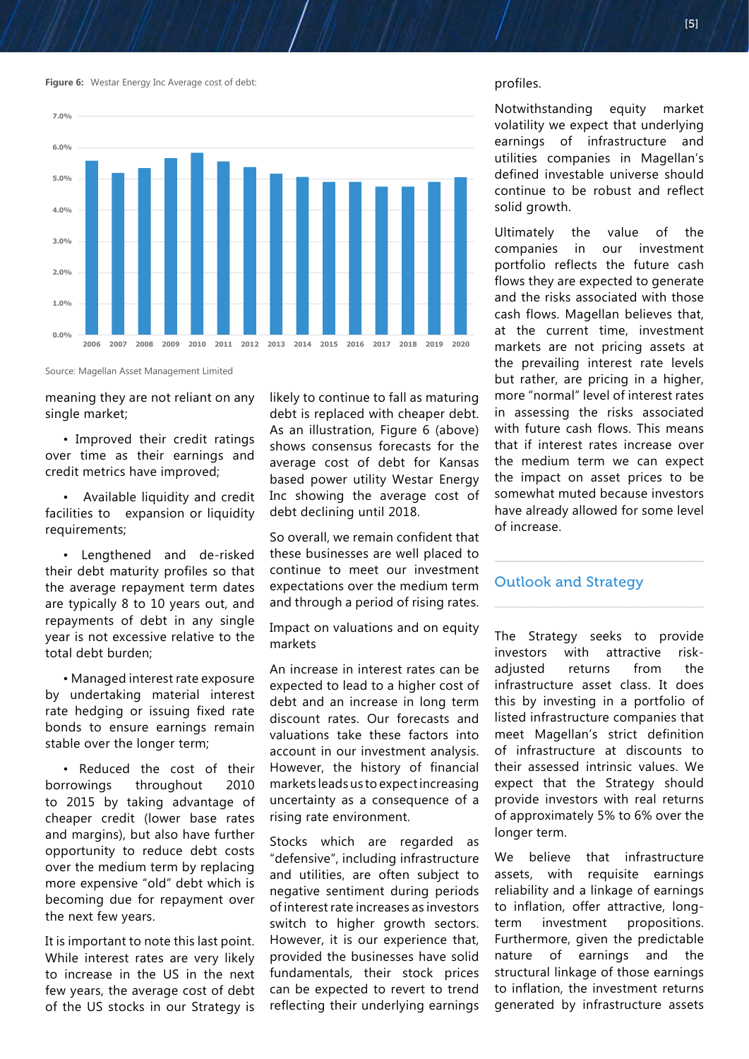**Figure 6:** Westar Energy Inc Average cost of debt:

Source: Magellan Asset Management Limited

meaning they are not reliant on any single market;

- Improved their credit ratings over time as their earnings and credit metrics have improved;
- Available liquidity and credit facilities to expansion or liquidity requirements;
- Lengthened and de-risked their debt maturity profiles so that the average repayment term dates are typically 8 to 10 years out, and repayments of debt in any single year is not excessive relative to the total debt burden;
- Managed interest rate exposure by undertaking material interest rate hedging or issuing fixed rate bonds to ensure earnings remain stable over the longer term;
- Reduced the cost of their borrowings throughout 2010 to 2015 by taking advantage of cheaper credit (lower base rates and margins), but also have further opportunity to reduce debt costs over the medium term by replacing more expensive "old" debt which is becoming due for repayment over the next few years.

It is important to note this last point. While interest rates are very likely to increase in the US in the next few years, the average cost of debt of the US stocks in our Strategy is likely to continue to fall as maturing debt is replaced with cheaper debt. As an illustration, Figure 6 (above) shows consensus forecasts for the average cost of debt for Kansas based power utility Westar Energy Inc showing the average cost of debt declining until 2018.

So overall, we remain confident that these businesses are well placed to continue to meet our investment expectations over the medium term and through a period of rising rates.

Impact on valuations and on equity markets

An increase in interest rates can be expected to lead to a higher cost of debt and an increase in long term discount rates. Our forecasts and valuations take these factors into account in our investment analysis. However, the history of financial markets leads us to expect increasing uncertainty as a consequence of a rising rate environment.

Stocks which are regarded as "defensive", including infrastructure and utilities, are often subject to negative sentiment during periods of interest rate increases as investors switch to higher growth sectors. However, it is our experience that, provided the businesses have solid fundamentals, their stock prices can be expected to revert to trend reflecting their underlying earnings profiles.

Notwithstanding equity market volatility we expect that underlying earnings of infrastructure and utilities companies in Magellan's defined investable universe should continue to be robust and reflect solid growth.

Ultimately the value of the companies in our investment portfolio reflects the future cash flows they are expected to generate and the risks associated with those cash flows. Magellan believes that, at the current time, investment markets are not pricing assets at the prevailing interest rate levels but rather, are pricing in a higher, more "normal" level of interest rates in assessing the risks associated with future cash flows. This means that if interest rates increase over the medium term we can expect the impact on asset prices to be somewhat muted because investors have already allowed for some level of increase.

## Outlook and Strategy

The Strategy seeks to provide investors with attractive risk-adjusted returns from the infrastructure asset class. It does this by investing in a portfolio of listed infrastructure companies that meet Magellan's strict definition of infrastructure at discounts to their assessed intrinsic values. We expect that the Strategy should provide investors with real returns of approximately 5% to 6% over the longer term.

We believe that infrastructure assets, with requisite earnings reliability and a linkage of earnings to inflation, offer attractive, long-term investment propositions. Furthermore, given the predictable nature of earnings and the structural linkage of those earnings to inflation, the investment returns generated by infrastructure assets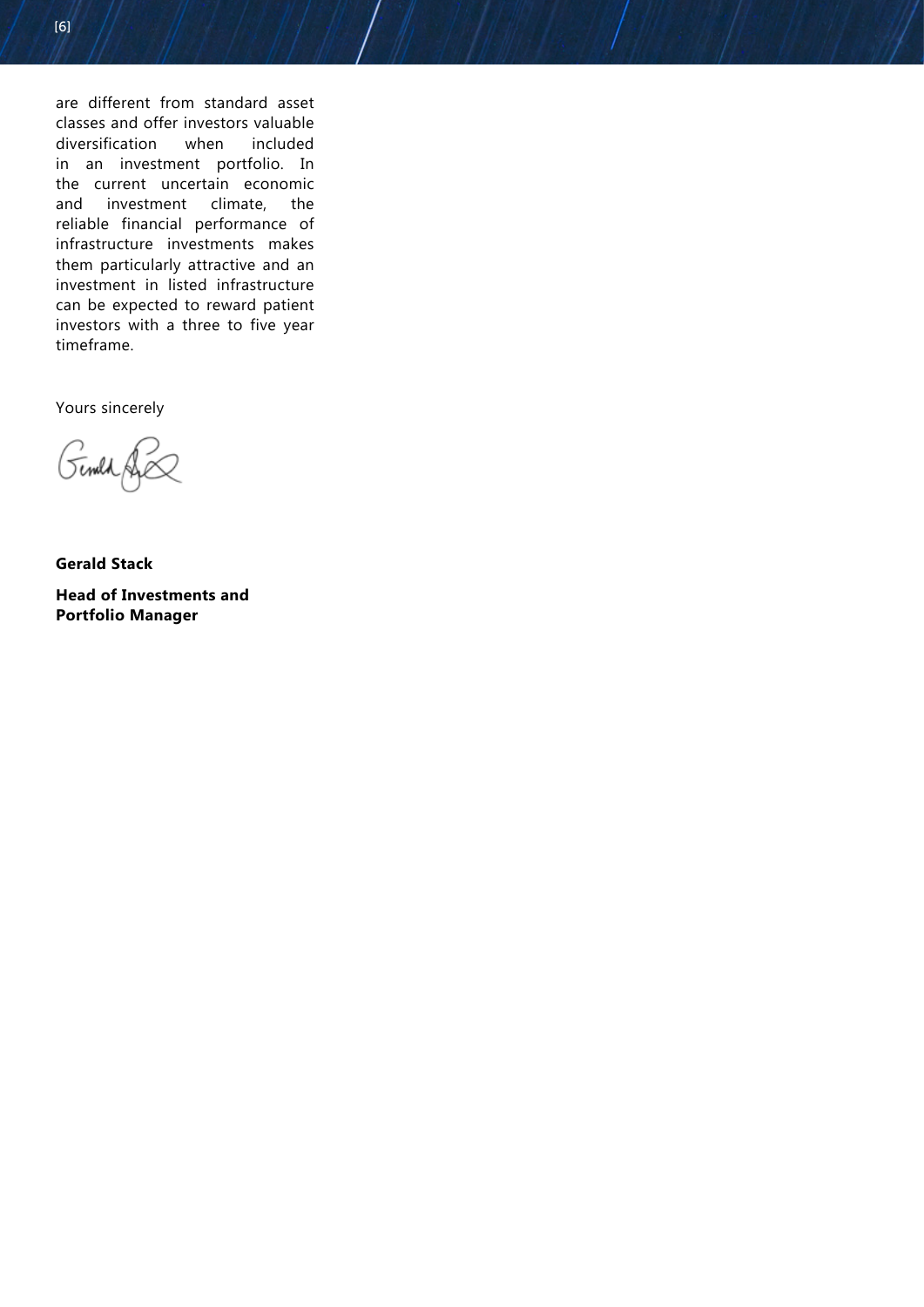are different from standard asset classes and offer investors valuable diversification when included in an investment portfolio. In the current uncertain economic and investment climate, the reliable financial performance of infrastructure investments makes them particularly attractive and an investment in listed infrastructure can be expected to reward patient investors with a three to five year timeframe.

Yours sincerely

**Gerald Stack**

**Head of Investments and Portfolio Manager**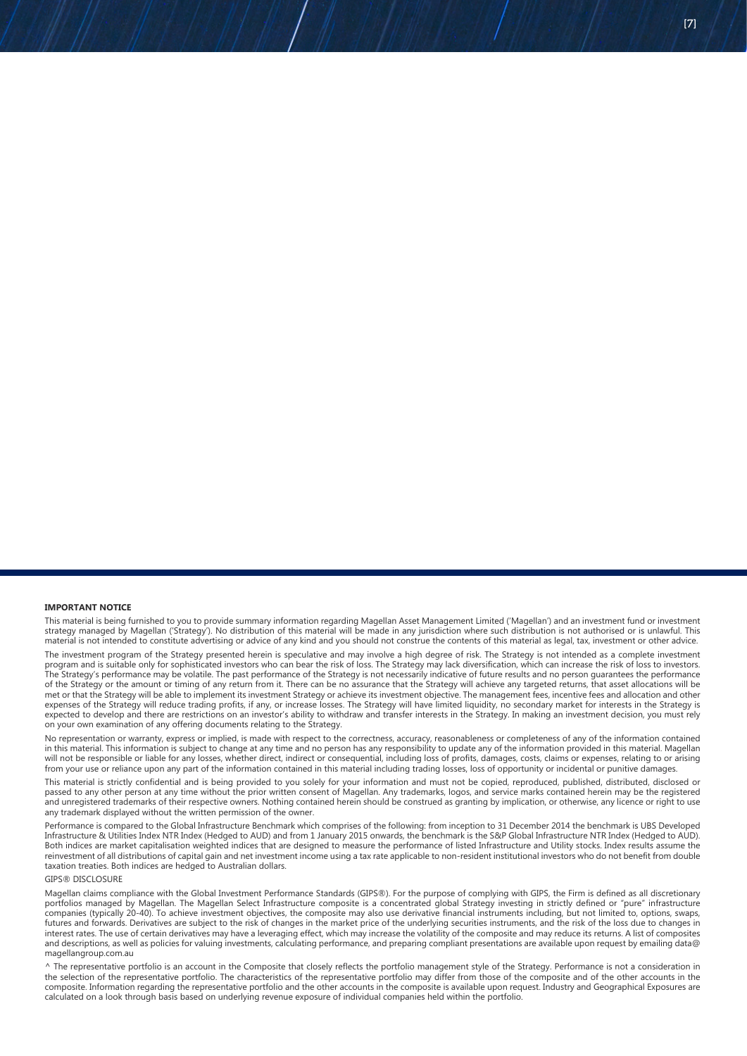**IMPORTANT NOTICE**

This material is being furnished to you to provide summary information regarding Magellan Asset Management Limited ('Magellan') and an investment fund or investment strategy managed by Magellan ('Strategy'). No distribution of this material will be made in any jurisdiction where such distribution is not authorised or is unlawful. This material is not intended to constitute advertising or advice of any kind and you should not construe the contents of this material as legal, tax, investment or other advice.

The investment program of the Strategy presented herein is speculative and may involve a high degree of risk. The Strategy is not intended as a complete investment program and is suitable only for sophisticated investors who can bear the risk of loss. The Strategy may lack diversification, which can increase the risk of loss to investors. The Strategy's performance may be volatile. The past performance of the Strategy is not necessarily indicative of future results and no person guarantees the performance of the Strategy or the amount or timing of any return from it. There can be no assurance that the Strategy will achieve any targeted returns, that asset allocations will be met or that the Strategy will be able to implement its investment Strategy or achieve its investment objective. The management fees, incentive fees and allocation and other expenses of the Strategy will reduce trading profits, if any, or increase losses. The Strategy will have limited liquidity, no secondary market for interests in the Strategy is expected to develop and there are restrictions on an investor's ability to withdraw and transfer interests in the Strategy. In making an investment decision, you must rely on your own examination of any offering documents relating to the Strategy.

No representation or warranty, express or implied, is made with respect to the correctness, accuracy, reasonableness or completeness of any of the information contained in this material. This information is subject to change at any time and no person has any responsibility to update any of the information provided in this material. Magellan will not be responsible or liable for any losses, whether direct, indirect or consequential, including loss of profits, damages, costs, claims or expenses, relating to or arising from your use or reliance upon any part of the information contained in this material including trading losses, loss of opportunity or incidental or punitive damages.

This material is strictly confidential and is being provided to you solely for your information and must not be copied, reproduced, published, distributed, disclosed or passed to any other person at any time without the prior written consent of Magellan. Any trademarks, logos, and service marks contained herein may be the registered and unregistered trademarks of their respective owners. Nothing contained herein should be construed as granting by implication, or otherwise, any licence or right to use any trademark displayed without the written permission of the owner.

Performance is compared to the Global Infrastructure Benchmark which comprises of the following: from inception to 31 December 2014 the benchmark is UBS Developed Infrastructure & Utilities Index NTR Index (Hedged to AUD) and from 1 January 2015 onwards, the benchmark is the S&P Global Infrastructure NTR Index (Hedged to AUD). Both indices are market capitalisation weighted indices that are designed to measure the performance of listed Infrastructure and Utility stocks. Index results assume the reinvestment of all distributions of capital gain and net investment income using a tax rate applicable to non-resident institutional investors who do not benefit from double taxation treaties. Both indices are hedged to Australian dollars.

GIPS® DISCLOSURE

Magellan claims compliance with the Global Investment Performance Standards (GIPS®). For the purpose of complying with GIPS, the Firm is defined as all discretionary portfolios managed by Magellan. The Magellan Select Infrastructure composite is a concentrated global Strategy investing in strictly defined or "pure" infrastructure companies (typically 20-40). To achieve investment objectives, the composite may also use derivative financial instruments including, but not limited to, options, swaps, futures and forwards. Derivatives are subject to the risk of changes in the market price of the underlying securities instruments, and the risk of the loss due to changes in interest rates. The use of certain derivatives may have a leveraging effect, which may increase the volatility of the composite and may reduce its returns. A list of composites and descriptions, as well as policies for valuing investments, calculating performance, and preparing compliant presentations are available upon request by emailing data@magellangroup.com.au

^ The representative portfolio is an account in the Composite that closely reflects the portfolio management style of the Strategy. Performance is not a consideration in the selection of the representative portfolio. The characteristics of the representative portfolio may differ from those of the composite and of the other accounts in the composite. Information regarding the representative portfolio and the other accounts in the composite is available upon request. Industry and Geographical Exposures are calculated on a look through basis based on underlying revenue exposure of individual companies held within the portfolio.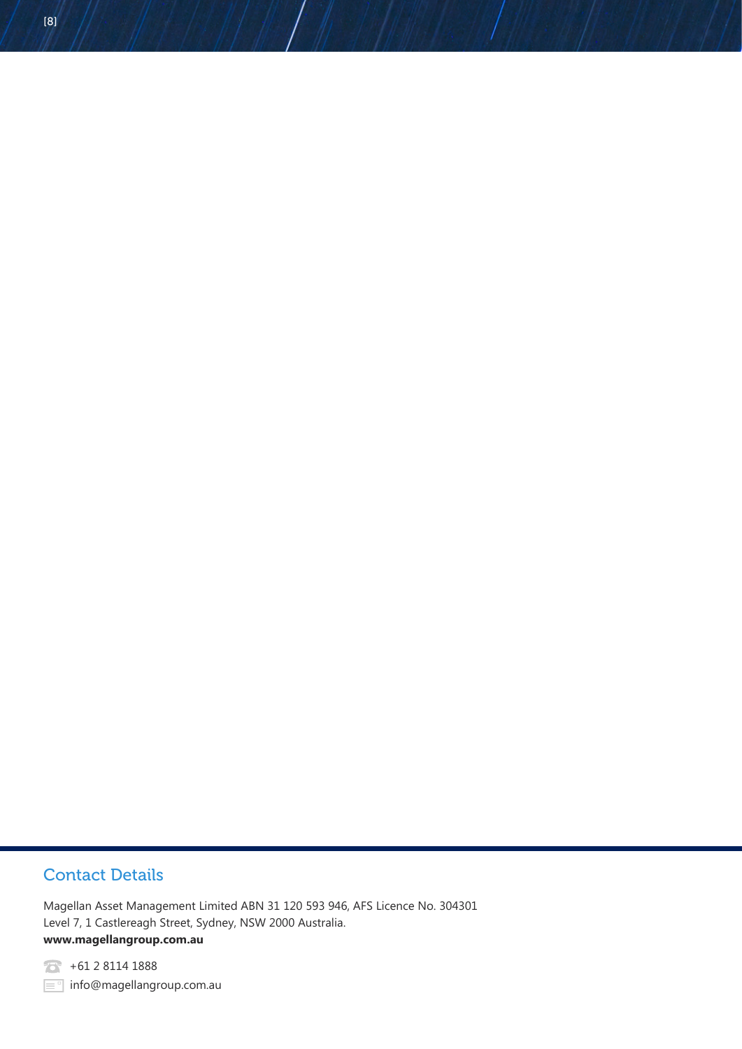## Contact Details

Magellan Asset Management Limited ABN 31 120 593 946, AFS Licence No. 304301
Level 7, 1 Castlereagh Street, Sydney, NSW 2000 Australia.
**www.magellangroup.com.au**

+61 2 8114 1888

info@magellangroup.com.au